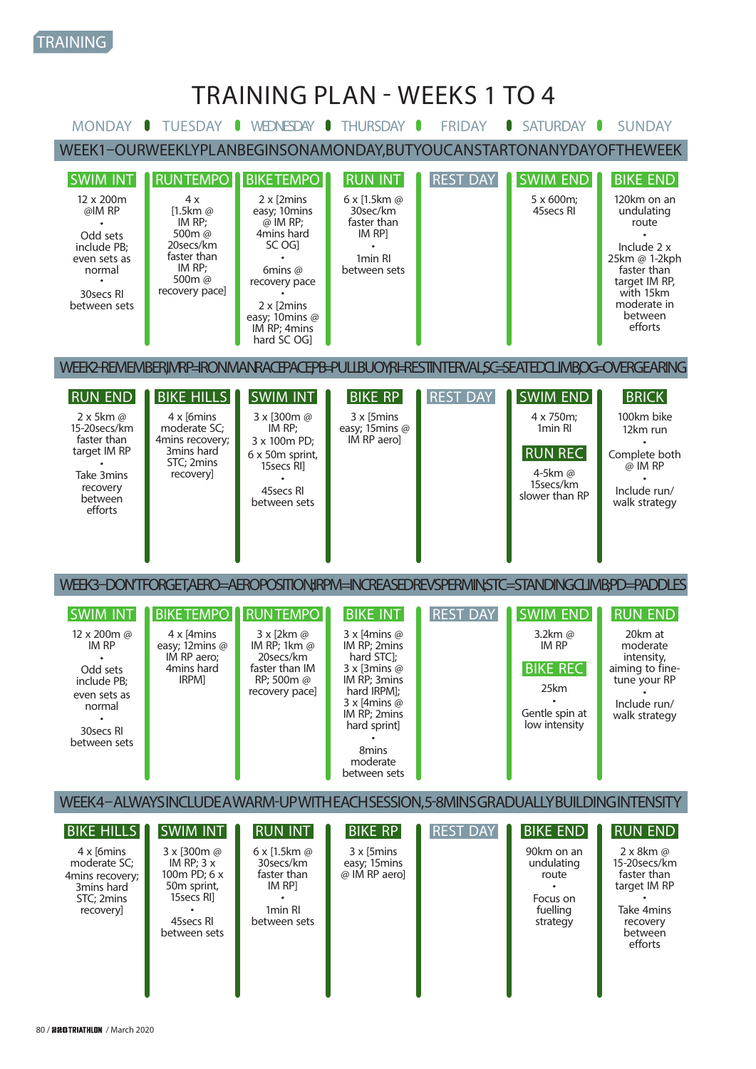TRAINING

# TRAINING PLAN - WEEKS 1 TO 4

## WEEK 1 – OUR WEEKLY PLAN BEGINS ON A MONDAY, BUT YOU CAN START ON ANY DAY OF THE WEEK

| MONDAY | TUESDAY | WEDNESDAY | THURSDAY | FRIDAY | SATURDAY | SUNDAY |
|---|---|---|---|---|---|---|
| **SWIM INT** 12 x 200m @IM RP • Odd sets include PB; even sets as normal • 30secs RI between sets | **RUN TEMPO** 4 x [1.5km @ IM RP; 500m @ 20secs/km faster than IM RP; 500m @ recovery pace] | **BIKE TEMPO** 2 x [2mins easy; 10mins @ IM RP; 4mins hard SC OG] • 6mins @ recovery pace • 2 x [2mins easy; 10mins @ IM RP; 4mins hard SC OG] | **RUN INT** 6 x [1.5km @ 30sec/km faster than IM RP] • 1min RI between sets | **REST DAY** | **SWIM END** 5 x 600m; 45secs RI | **BIKE END** 120km on an undulating route • Include 2 x 25km @ 1-2kph faster than target IM RP, with 15km moderate in between efforts |

## WEEK 2 – REMEMBER, IM RP = IRONMAN RACE PACE, PB = PULL BUOY, RI = REST INTERVAL, SC = SEATED CLIMB, OG = OVERGEARING

| MONDAY | TUESDAY | WEDNESDAY | THURSDAY | FRIDAY | SATURDAY | SUNDAY |
|---|---|---|---|---|---|---|
| **RUN END** 2 x 5km @ 15-20secs/km faster than target IM RP • Take 3mins recovery between efforts | **BIKE HILLS** 4 x [6mins moderate SC; 4mins recovery; 3mins hard STC; 2mins recovery] | **SWIM INT** 3 x [300m @ IM RP; 3 x 100m PD; 6 x 50m sprint, 15secs RI] • 45secs RI between sets | **BIKE RP** 3 x [5mins easy; 15mins @ IM RP aero] | **REST DAY** | **SWIM END** 4 x 750m; 1min RI<br>**RUN REC** 4-5km @ 15secs/km slower than RP | **BRICK** 100km bike 12km run • Complete both @ IM RP • Include run/walk strategy |

## WEEK 3 – DON'T FORGET, AERO = AERO POSITION, IRPM = INCREASED REVS PER MIN, STC = STANDING CLIMB, PD = PADDLES

| MONDAY | TUESDAY | WEDNESDAY | THURSDAY | FRIDAY | SATURDAY | SUNDAY |
|---|---|---|---|---|---|---|
| **SWIM INT** 12 x 200m @ IM RP • Odd sets include PB; even sets as normal • 30secs RI between sets | **BIKE TEMPO** 4 x [4mins easy; 12mins @ IM RP aero; 4mins hard IRPM] | **RUN TEMPO** 3 x [2km @ IM RP; 1km @ 20secs/km faster than IM RP; 500m @ recovery pace] | **BIKE INT** 3 x [4mins @ IM RP; 2mins hard STC]; 3 x [3mins @ IM RP; 3mins hard IRPM]; 3 x [4mins @ IM RP; 2mins hard sprint] • 8mins moderate between sets | **REST DAY** | **SWIM END** 3.2km @ IM RP<br>**BIKE REC** 25km • Gentle spin at low intensity | **RUN END** 20km at moderate intensity, aiming to fine-tune your RP • Include run/walk strategy |

## WEEK 4 – ALWAYS INCLUDE A WARM-UP WITH EACH SESSION, 5-8MINS GRADUALLY BUILDING INTENSITY

| MONDAY | TUESDAY | WEDNESDAY | THURSDAY | FRIDAY | SATURDAY | SUNDAY |
|---|---|---|---|---|---|---|
| **BIKE HILLS** 4 x [6mins moderate SC; 4mins recovery; 3mins hard STC; 2mins recovery] | **SWIM INT** 3 x [300m @ IM RP; 3 x 100m PD; 6 x 50m sprint, 15secs RI] • 45secs RI between sets | **RUN INT** 6 x [1.5km @ 30secs/km faster than IM RP] • 1min RI between sets | **BIKE RP** 3 x [5mins easy; 15mins @ IM RP aero] | **REST DAY** | **BIKE END** 90km on an undulating route • Focus on fuelling strategy | **RUN END** 2 x 8km @ 15-20secs/km faster than target IM RP • Take 4mins recovery between efforts |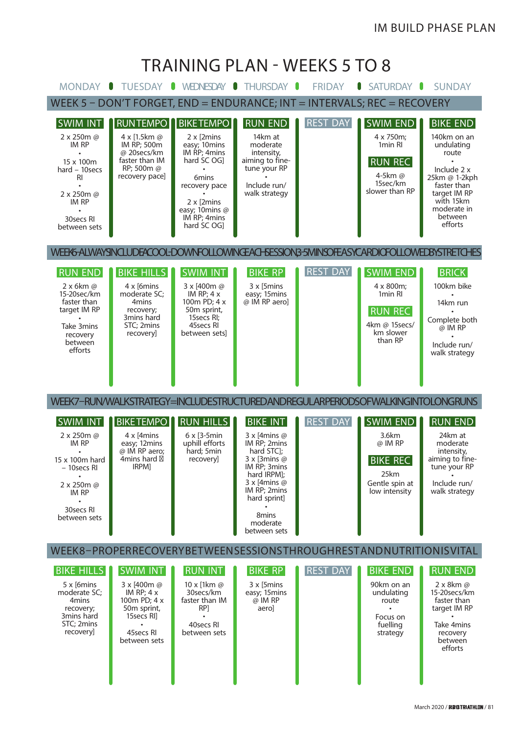IM BUILD PHASE PLAN

# TRAINING PLAN - WEEKS 5 TO 8

## WEEK 5 – DON'T FORGET, END = ENDURANCE; INT = INTERVALS; REC = RECOVERY

| MONDAY | TUESDAY | WEDNESDAY | THURSDAY | FRIDAY | SATURDAY | SUNDAY |
|---|---|---|---|---|---|---|
| **SWIM INT**<br>2 x 250m @ IM RP<br>•<br>15 x 100m hard – 10secs RI<br>•<br>2 x 250m @ IM RP<br>•<br>30secs RI between sets | **RUN TEMPO**<br>4 x [1.5km @ IM RP; 500m @ 20secs/km faster than IM RP; 500m @ recovery pace] | **BIKE TEMPO**<br>2 x [2mins easy; 10mins IM RP; 4mins hard SC OG]<br>•<br>6mins recovery pace<br>•<br>2 x [2mins easy; 10mins @ IM RP; 4mins hard SC OG] | **RUN END**<br>14km at moderate intensity, aiming to fine-tune your RP<br>•<br>Include run/walk strategy | **REST DAY** | **SWIM END**<br>4 x 750m; 1min RI<br>**RUN REC**<br>4-5km @ 15sec/km slower than RP | **BIKE END**<br>140km on an undulating route<br>•<br>Include 2 x 25km @ 1-2kph faster than target IM RP with 15km moderate in between efforts |

## WEEK 6 – ALWAYS INCLUDE A COOL-DOWN FOLLOWING EACH SESSION, 3-5MINS OF EASY CARDIO FOLLOWED BY STRETCHES

| MONDAY | TUESDAY | WEDNESDAY | THURSDAY | FRIDAY | SATURDAY | SUNDAY |
|---|---|---|---|---|---|---|
| **RUN END**<br>2 x 6km @ 15-20sec/km faster than target IM RP<br>•<br>Take 3mins recovery between efforts | **BIKE HILLS**<br>4 x [6mins moderate SC; 4mins recovery; 3mins hard STC; 2mins recovery] | **SWIM INT**<br>3 x [400m @ IM RP; 4 x 100m PD; 4 x 50m sprint, 15secs RI; 45secs RI between sets] | **BIKE RP**<br>3 x [5mins easy; 15mins @ IM RP aero] | **REST DAY** | **SWIM END**<br>4 x 800m; 1min RI<br>**RUN REC**<br>4km @ 15secs/km slower than RP | **BRICK**<br>100km bike<br>•<br>14km run<br>•<br>Complete both @ IM RP<br>•<br>Include run/walk strategy |

## WEEK 7 – RUN/WALK STRATEGY = INCLUDE STRUCTURED AND REGULAR PERIODS OF WALKING INTO LONG RUNS

| MONDAY | TUESDAY | WEDNESDAY | THURSDAY | FRIDAY | SATURDAY | SUNDAY |
|---|---|---|---|---|---|---|
| **SWIM INT**<br>2 x 250m @ IM RP<br>•<br>15 x 100m hard – 10secs RI<br>•<br>2 x 250m @ IM RP<br>•<br>30secs RI between sets | **BIKE TEMPO**<br>4 x [4mins easy; 12mins @ IM RP aero; 4mins hard IRPM] | **RUN HILLS**<br>6 x [3-5min uphill efforts hard; 5min recovery] | **BIKE INT**<br>3 x [4mins @ IM RP; 2mins hard STC];<br>3 x [3mins @ IM RP; 3mins hard IRPM];<br>3 x [4mins @ IM RP; 2mins hard sprint]<br>•<br>8mins moderate between sets | **REST DAY** | **SWIM END**<br>3.6km @ IM RP<br>**BIKE REC**<br>25km Gentle spin at low intensity | **RUN END**<br>24km at moderate intensity, aiming to fine-tune your RP<br>•<br>Include run/walk strategy |

## WEEK 8 – PROPER RECOVERY BETWEEN SESSIONS THROUGH REST AND NUTRITION IS VITAL

| MONDAY | TUESDAY | WEDNESDAY | THURSDAY | FRIDAY | SATURDAY | SUNDAY |
|---|---|---|---|---|---|---|
| **BIKE HILLS**<br>5 x [6mins moderate SC; 4mins recovery; 3mins hard STC; 2mins recovery] | **SWIM INT**<br>3 x [400m @ IM RP; 4 x 100m PD; 4 x 50m sprint, 15secs RI]<br>•<br>45secs RI between sets | **RUN INT**<br>10 x [1km @ 30secs/km faster than IM RP]<br>•<br>40secs RI between sets | **BIKE RP**<br>3 x [5mins easy; 15mins @ IM RP aero] | **REST DAY** | **BIKE END**<br>90km on an undulating route<br>•<br>Focus on fuelling strategy | **RUN END**<br>2 x 8km @ 15-20secs/km faster than target IM RP<br>•<br>Take 4mins recovery between efforts |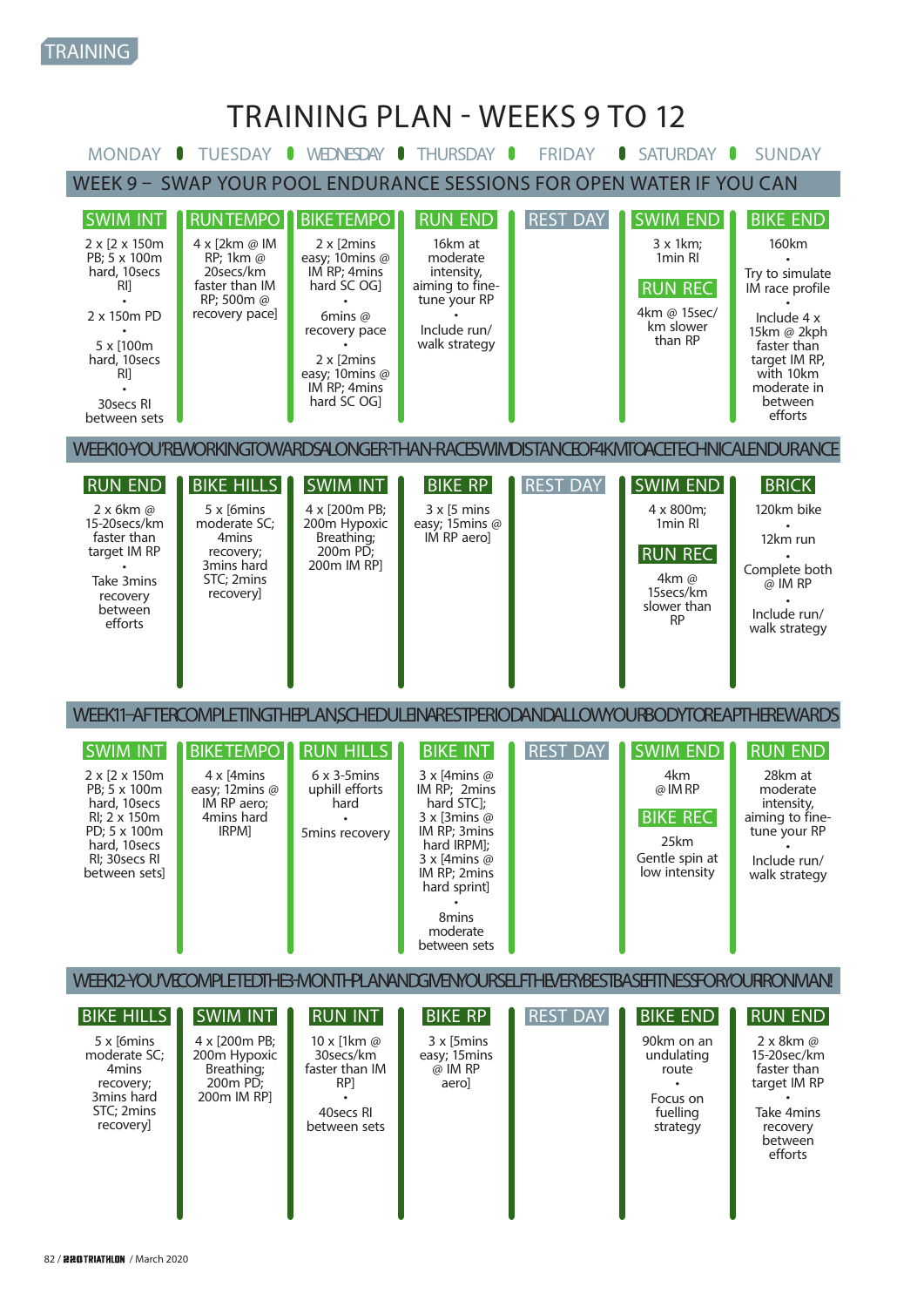# TRAINING PLAN - WEEKS 9 TO 12

## WEEK 9 – SWAP YOUR POOL ENDURANCE SESSIONS FOR OPEN WATER IF YOU CAN

| MONDAY | TUESDAY | WEDNESDAY | THURSDAY | FRIDAY | SATURDAY | SUNDAY |
|---|---|---|---|---|---|---|
| **SWIM INT** 2 x [2 x 150m PB; 5 x 100m hard, 10secs RI] • 2 x 150m PD • 5 x [100m hard, 10secs RI] • 30secs RI between sets | **RUN TEMPO** 4 x [2km @ IM RP; 1km @ 20secs/km faster than IM RP; 500m @ recovery pace] | **BIKE TEMPO** 2 x [2mins easy; 10mins @ IM RP; 4mins hard SC OG] • 6mins @ recovery pace • 2 x [2mins easy; 10mins @ IM RP; 4mins hard SC OG] | **RUN END** 16km at moderate intensity, aiming to fine-tune your RP • Include run/walk strategy | **REST DAY** | **SWIM END** 3 x 1km; 1min RI **RUN REC** 4km @ 15sec/km slower than RP | **BIKE END** 160km • Try to simulate IM race profile • Include 4 x 15km @ 2kph faster than target IM RP, with 10km moderate in between efforts |

## WEEK 10 - YOU'RE WORKING TOWARDS A LONGER-THAN-RACE SWIM DISTANCE OF 4KM TO ACE TECHNICAL ENDURANCE

| MONDAY | TUESDAY | WEDNESDAY | THURSDAY | FRIDAY | SATURDAY | SUNDAY |
|---|---|---|---|---|---|---|
| **RUN END** 2 x 6km @ 15-20secs/km faster than target IM RP • Take 3mins recovery between efforts | **BIKE HILLS** 5 x [6mins moderate SC; 4mins recovery; 3mins hard STC; 2mins recovery] | **SWIM INT** 4 x [200m PB; 200m Hypoxic Breathing; 200m PD; 200m IM RP] | **BIKE RP** 3 x [5 mins easy; 15mins @ IM RP aero] | **REST DAY** | **SWIM END** 4 x 800m; 1min RI **RUN REC** 4km @ 15secs/km slower than RP | **BRICK** 120km bike • 12km run • Complete both @ IM RP • Include run/walk strategy |

## WEEK 11 – AFTER COMPLETING THE PLAN, SCHEDULE IN A REST PERIOD AND ALLOW YOUR BODY TO REAP THE REWARDS

| MONDAY | TUESDAY | WEDNESDAY | THURSDAY | FRIDAY | SATURDAY | SUNDAY |
|---|---|---|---|---|---|---|
| **SWIM INT** 2 x [2 x 150m PB; 5 x 100m hard, 10secs RI; 2 x 150m PD; 5 x 100m hard, 10secs RI; 30secs RI between sets] | **BIKE TEMPO** 4 x [4mins easy; 12mins @ IM RP aero; 4mins hard IRPM] | **RUN HILLS** 6 x 3-5mins uphill efforts hard • 5mins recovery | **BIKE INT** 3 x [4mins @ IM RP; 2mins hard STC]; 3 x [3mins @ IM RP; 3mins hard IRPM]; 3 x [4mins @ IM RP; 2mins hard sprint] • 8mins moderate between sets | **REST DAY** | **SWIM END** 4km @ IM RP **BIKE REC** 25km Gentle spin at low intensity | **RUN END** 28km at moderate intensity, aiming to fine-tune your RP • Include run/walk strategy |

## WEEK 12 - YOU'VE COMPLETED THE 3-MONTH PLAN AND GIVEN YOURSELF THE VERY BEST BASE FITNESS FOR YOUR IRONMAN!

| MONDAY | TUESDAY | WEDNESDAY | THURSDAY | FRIDAY | SATURDAY | SUNDAY |
|---|---|---|---|---|---|---|
| **BIKE HILLS** 5 x [6mins moderate SC; 4mins recovery; 3mins hard STC; 2mins recovery] | **SWIM INT** 4 x [200m PB; 200m Hypoxic Breathing; 200m PD; 200m IM RP] | **RUN INT** 10 x [1km @ 30secs/km faster than IM RP] • 40secs RI between sets | **BIKE RP** 3 x [5mins easy; 15mins @ IM RP aero] | **REST DAY** | **BIKE END** 90km on an undulating route • Focus on fuelling strategy | **RUN END** 2 x 8km @ 15-20sec/km faster than target IM RP • Take 4mins recovery between efforts |